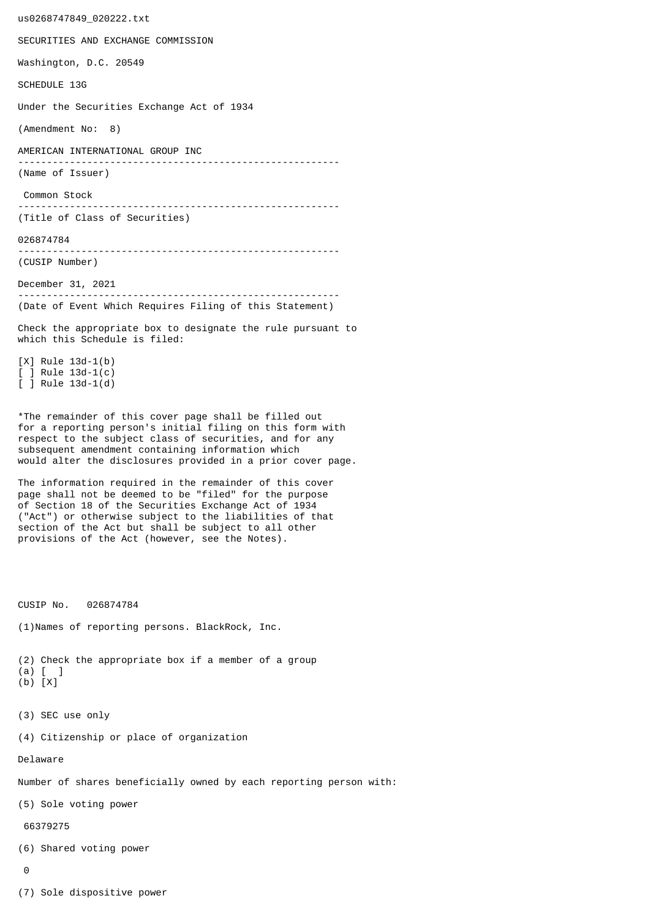us0268747849_020222.txt

SECURITIES AND EXCHANGE COMMISSION

Washington, D.C. 20549

SCHEDULE 13G

Under the Securities Exchange Act of 1934

(Amendment No: 8)

AMERICAN INTERNATIONAL GROUP INC

--------------------------------------------------------

(Name of Issuer)

Common Stock

--------------------------------------------------------

(Title of Class of Securities)

026874784

--------------------------------------------------------

(CUSIP Number)

December 31, 2021

--------------------------------------------------------

(Date of Event Which Requires Filing of this Statement)

Check the appropriate box to designate the rule pursuant to which this Schedule is filed:

[X] Rule 13d-1(b)
[ ] Rule 13d-1(c)
[ ] Rule 13d-1(d)

*The remainder of this cover page shall be filled out for a reporting person's initial filing on this form with respect to the subject class of securities, and for any subsequent amendment containing information which would alter the disclosures provided in a prior cover page.

The information required in the remainder of this cover page shall not be deemed to be "filed" for the purpose of Section 18 of the Securities Exchange Act of 1934 ("Act") or otherwise subject to the liabilities of that section of the Act but shall be subject to all other provisions of the Act (however, see the Notes).

CUSIP No. 026874784

(1)Names of reporting persons. BlackRock, Inc.

(2) Check the appropriate box if a member of a group
(a) [ ]
(b) [X]

(3) SEC use only

(4) Citizenship or place of organization

Delaware

Number of shares beneficially owned by each reporting person with:

(5) Sole voting power

66379275

(6) Shared voting power

0

(7) Sole dispositive power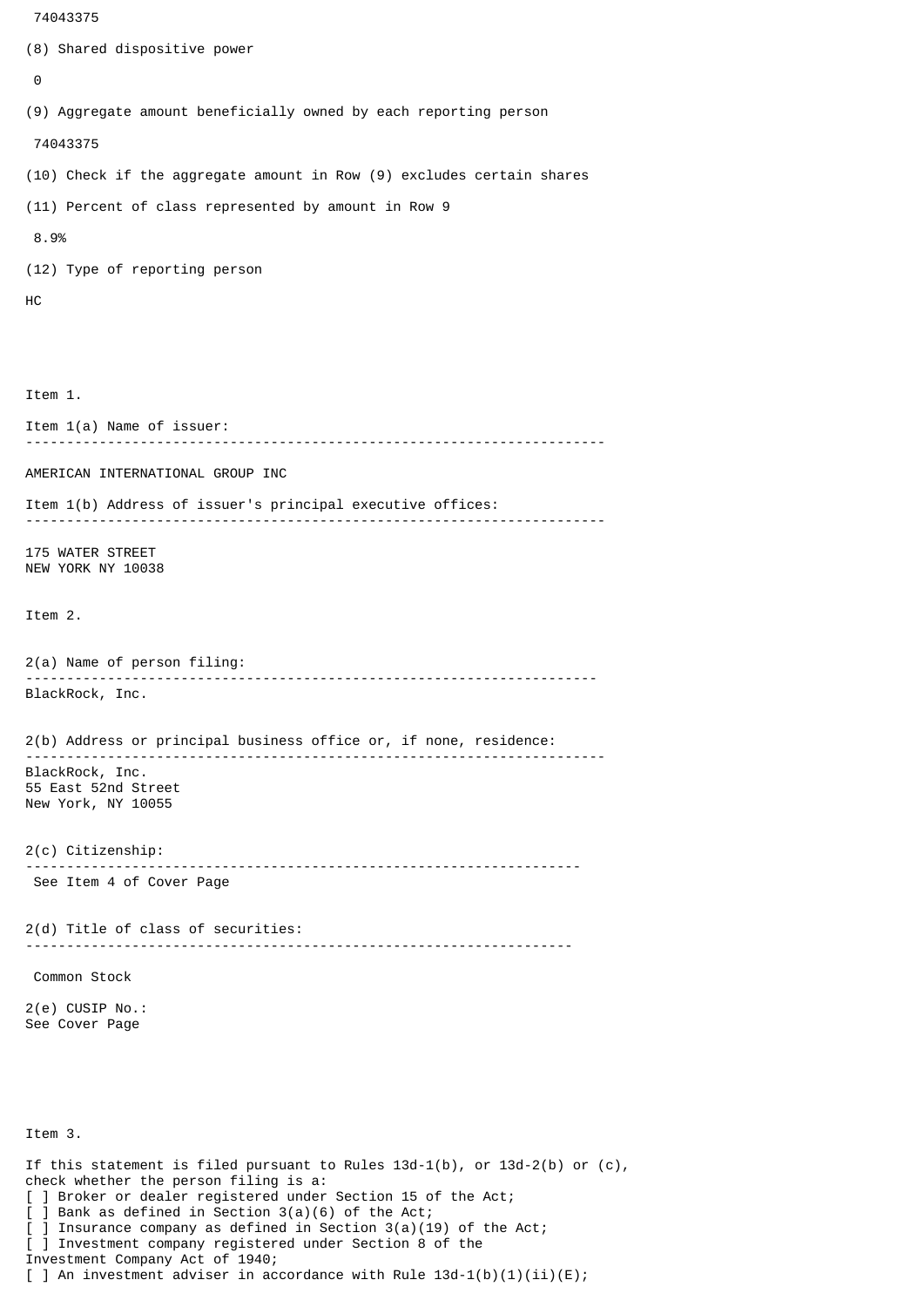74043375

(8) Shared dispositive power

0

(9) Aggregate amount beneficially owned by each reporting person

74043375

(10) Check if the aggregate amount in Row (9) excludes certain shares

(11) Percent of class represented by amount in Row 9

8.9%

(12) Type of reporting person

HC

Item 1.

Item 1(a) Name of issuer:

---

AMERICAN INTERNATIONAL GROUP INC

Item 1(b) Address of issuer's principal executive offices:

---

175 WATER STREET
NEW YORK NY 10038

Item 2.

2(a) Name of person filing:

---

BlackRock, Inc.

2(b) Address or principal business office or, if none, residence:

---

BlackRock, Inc.
55 East 52nd Street
New York, NY 10055

2(c) Citizenship:

---

See Item 4 of Cover Page

2(d) Title of class of securities:

---

Common Stock

2(e) CUSIP No.:
See Cover Page

Item 3.

If this statement is filed pursuant to Rules 13d-1(b), or 13d-2(b) or (c),
check whether the person filing is a:
[ ] Broker or dealer registered under Section 15 of the Act;
[ ] Bank as defined in Section 3(a)(6) of the Act;
[ ] Insurance company as defined in Section 3(a)(19) of the Act;
[ ] Investment company registered under Section 8 of the
Investment Company Act of 1940;
[ ] An investment adviser in accordance with Rule 13d-1(b)(1)(ii)(E);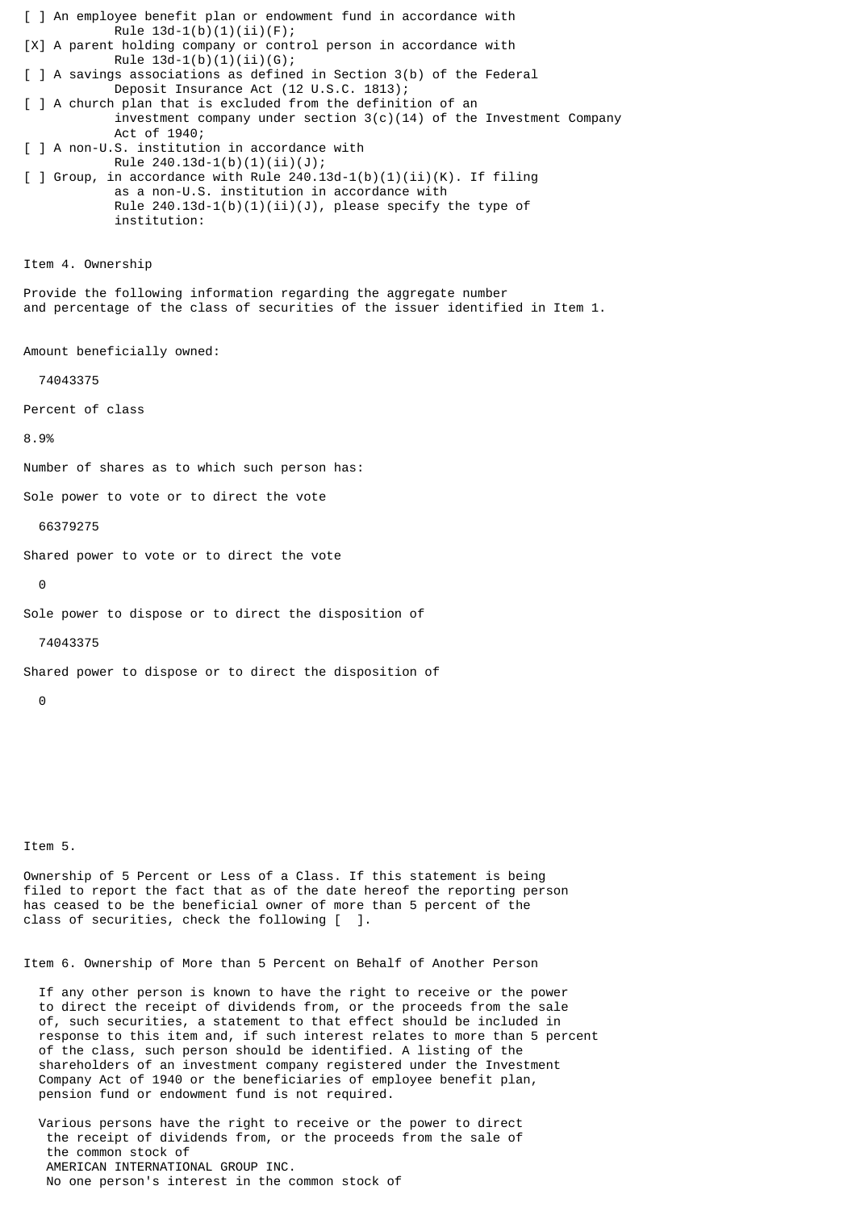[ ] An employee benefit plan or endowment fund in accordance with Rule 13d-1(b)(1)(ii)(F);

[X] A parent holding company or control person in accordance with Rule 13d-1(b)(1)(ii)(G);

[ ] A savings associations as defined in Section 3(b) of the Federal Deposit Insurance Act (12 U.S.C. 1813);

[ ] A church plan that is excluded from the definition of an investment company under section 3(c)(14) of the Investment Company Act of 1940;

[ ] A non-U.S. institution in accordance with Rule 240.13d-1(b)(1)(ii)(J);

[ ] Group, in accordance with Rule 240.13d-1(b)(1)(ii)(K). If filing as a non-U.S. institution in accordance with Rule 240.13d-1(b)(1)(ii)(J), please specify the type of institution:

Item 4. Ownership

Provide the following information regarding the aggregate number and percentage of the class of securities of the issuer identified in Item 1.

Amount beneficially owned:

74043375

Percent of class

8.9%

Number of shares as to which such person has:

Sole power to vote or to direct the vote

66379275

Shared power to vote or to direct the vote

0

Sole power to dispose or to direct the disposition of

74043375

Shared power to dispose or to direct the disposition of

0

Item 5.

Ownership of 5 Percent or Less of a Class. If this statement is being filed to report the fact that as of the date hereof the reporting person has ceased to be the beneficial owner of more than 5 percent of the class of securities, check the following [ ].

Item 6. Ownership of More than 5 Percent on Behalf of Another Person

If any other person is known to have the right to receive or the power to direct the receipt of dividends from, or the proceeds from the sale of, such securities, a statement to that effect should be included in response to this item and, if such interest relates to more than 5 percent of the class, such person should be identified. A listing of the shareholders of an investment company registered under the Investment Company Act of 1940 or the beneficiaries of employee benefit plan, pension fund or endowment fund is not required.

Various persons have the right to receive or the power to direct the receipt of dividends from, or the proceeds from the sale of the common stock of AMERICAN INTERNATIONAL GROUP INC. No one person's interest in the common stock of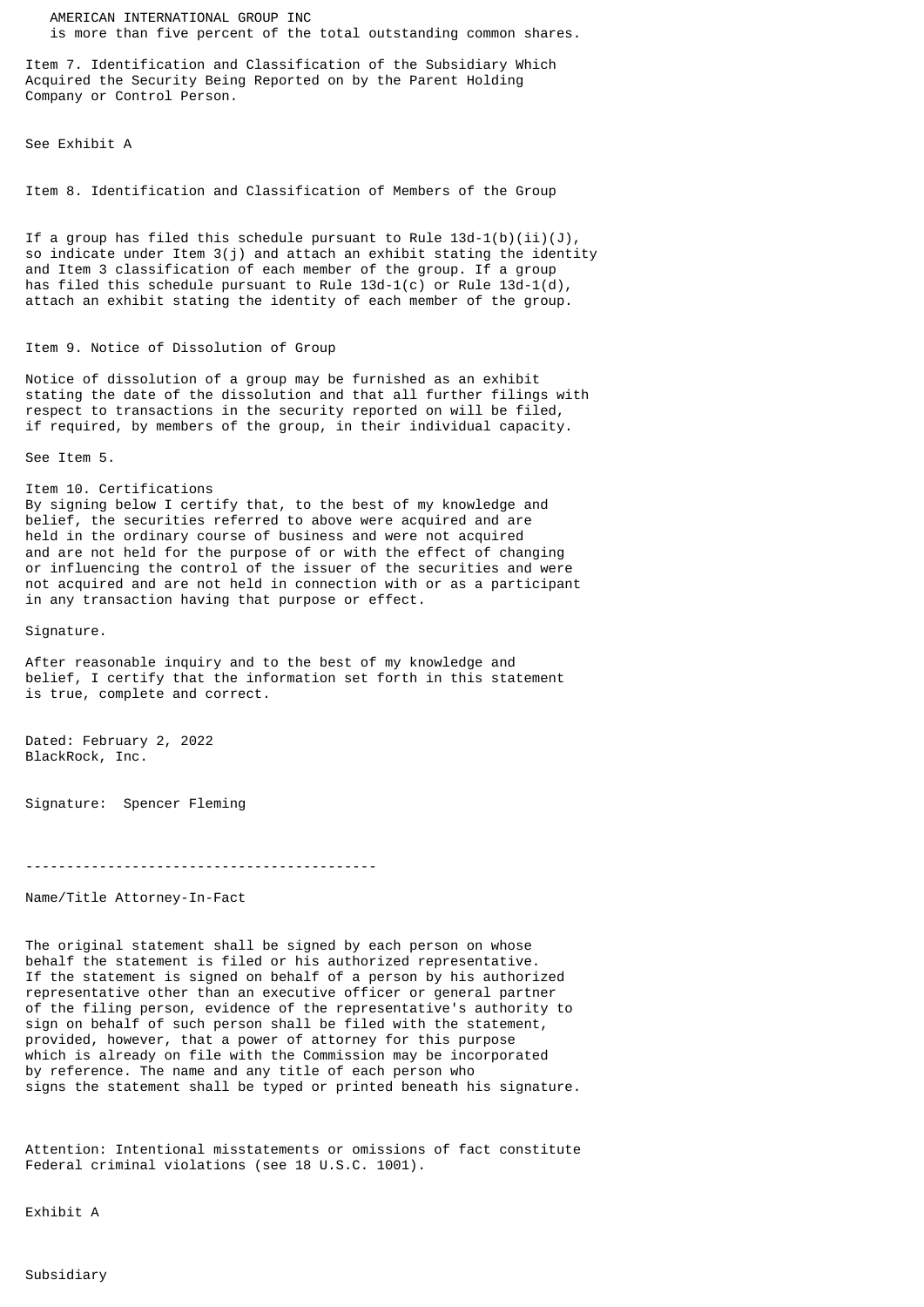AMERICAN INTERNATIONAL GROUP INC
is more than five percent of the total outstanding common shares.

Item 7. Identification and Classification of the Subsidiary Which Acquired the Security Being Reported on by the Parent Holding Company or Control Person.

See Exhibit A

Item 8. Identification and Classification of Members of the Group

If a group has filed this schedule pursuant to Rule 13d-1(b)(ii)(J), so indicate under Item 3(j) and attach an exhibit stating the identity and Item 3 classification of each member of the group. If a group has filed this schedule pursuant to Rule 13d-1(c) or Rule 13d-1(d), attach an exhibit stating the identity of each member of the group.

Item 9. Notice of Dissolution of Group

Notice of dissolution of a group may be furnished as an exhibit stating the date of the dissolution and that all further filings with respect to transactions in the security reported on will be filed, if required, by members of the group, in their individual capacity.

See Item 5.

Item 10. Certifications
By signing below I certify that, to the best of my knowledge and belief, the securities referred to above were acquired and are held in the ordinary course of business and were not acquired and are not held for the purpose of or with the effect of changing or influencing the control of the issuer of the securities and were not acquired and are not held in connection with or as a participant in any transaction having that purpose or effect.

Signature.

After reasonable inquiry and to the best of my knowledge and belief, I certify that the information set forth in this statement is true, complete and correct.

Dated: February 2, 2022
BlackRock, Inc.

Signature: Spencer Fleming

-------------------------------------------

Name/Title Attorney-In-Fact

The original statement shall be signed by each person on whose behalf the statement is filed or his authorized representative. If the statement is signed on behalf of a person by his authorized representative other than an executive officer or general partner of the filing person, evidence of the representative's authority to sign on behalf of such person shall be filed with the statement, provided, however, that a power of attorney for this purpose which is already on file with the Commission may be incorporated by reference. The name and any title of each person who signs the statement shall be typed or printed beneath his signature.

Attention: Intentional misstatements or omissions of fact constitute Federal criminal violations (see 18 U.S.C. 1001).

Exhibit A

Subsidiary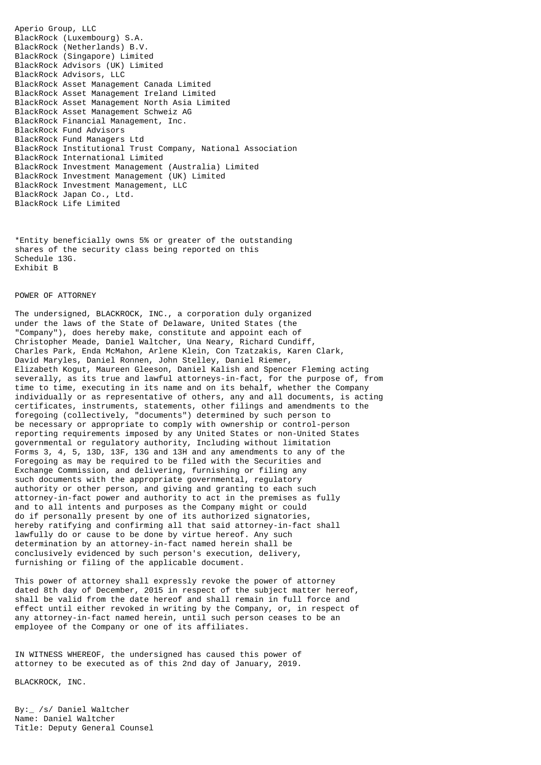Aperio Group, LLC
BlackRock (Luxembourg) S.A.
BlackRock (Netherlands) B.V.
BlackRock (Singapore) Limited
BlackRock Advisors (UK) Limited
BlackRock Advisors, LLC
BlackRock Asset Management Canada Limited
BlackRock Asset Management Ireland Limited
BlackRock Asset Management North Asia Limited
BlackRock Asset Management Schweiz AG
BlackRock Financial Management, Inc.
BlackRock Fund Advisors
BlackRock Fund Managers Ltd
BlackRock Institutional Trust Company, National Association
BlackRock International Limited
BlackRock Investment Management (Australia) Limited
BlackRock Investment Management (UK) Limited
BlackRock Investment Management, LLC
BlackRock Japan Co., Ltd.
BlackRock Life Limited

*Entity beneficially owns 5% or greater of the outstanding shares of the security class being reported on this Schedule 13G.

Exhibit B

POWER OF ATTORNEY

The undersigned, BLACKROCK, INC., a corporation duly organized under the laws of the State of Delaware, United States (the "Company"), does hereby make, constitute and appoint each of Christopher Meade, Daniel Waltcher, Una Neary, Richard Cundiff, Charles Park, Enda McMahon, Arlene Klein, Con Tzatzakis, Karen Clark, David Maryles, Daniel Ronnen, John Stelley, Daniel Riemer, Elizabeth Kogut, Maureen Gleeson, Daniel Kalish and Spencer Fleming acting severally, as its true and lawful attorneys-in-fact, for the purpose of, from time to time, executing in its name and on its behalf, whether the Company individually or as representative of others, any and all documents, is acting certificates, instruments, statements, other filings and amendments to the foregoing (collectively, "documents") determined by such person to be necessary or appropriate to comply with ownership or control-person reporting requirements imposed by any United States or non-United States governmental or regulatory authority, Including without limitation Forms 3, 4, 5, 13D, 13F, 13G and 13H and any amendments to any of the Foregoing as may be required to be filed with the Securities and Exchange Commission, and delivering, furnishing or filing any such documents with the appropriate governmental, regulatory authority or other person, and giving and granting to each such attorney-in-fact power and authority to act in the premises as fully and to all intents and purposes as the Company might or could do if personally present by one of its authorized signatories, hereby ratifying and confirming all that said attorney-in-fact shall lawfully do or cause to be done by virtue hereof. Any such determination by an attorney-in-fact named herein shall be conclusively evidenced by such person's execution, delivery, furnishing or filing of the applicable document.

This power of attorney shall expressly revoke the power of attorney dated 8th day of December, 2015 in respect of the subject matter hereof, shall be valid from the date hereof and shall remain in full force and effect until either revoked in writing by the Company, or, in respect of any attorney-in-fact named herein, until such person ceases to be an employee of the Company or one of its affiliates.

IN WITNESS WHEREOF, the undersigned has caused this power of attorney to be executed as of this 2nd day of January, 2019.

BLACKROCK, INC.

By:_ /s/ Daniel Waltcher
Name: Daniel Waltcher
Title: Deputy General Counsel